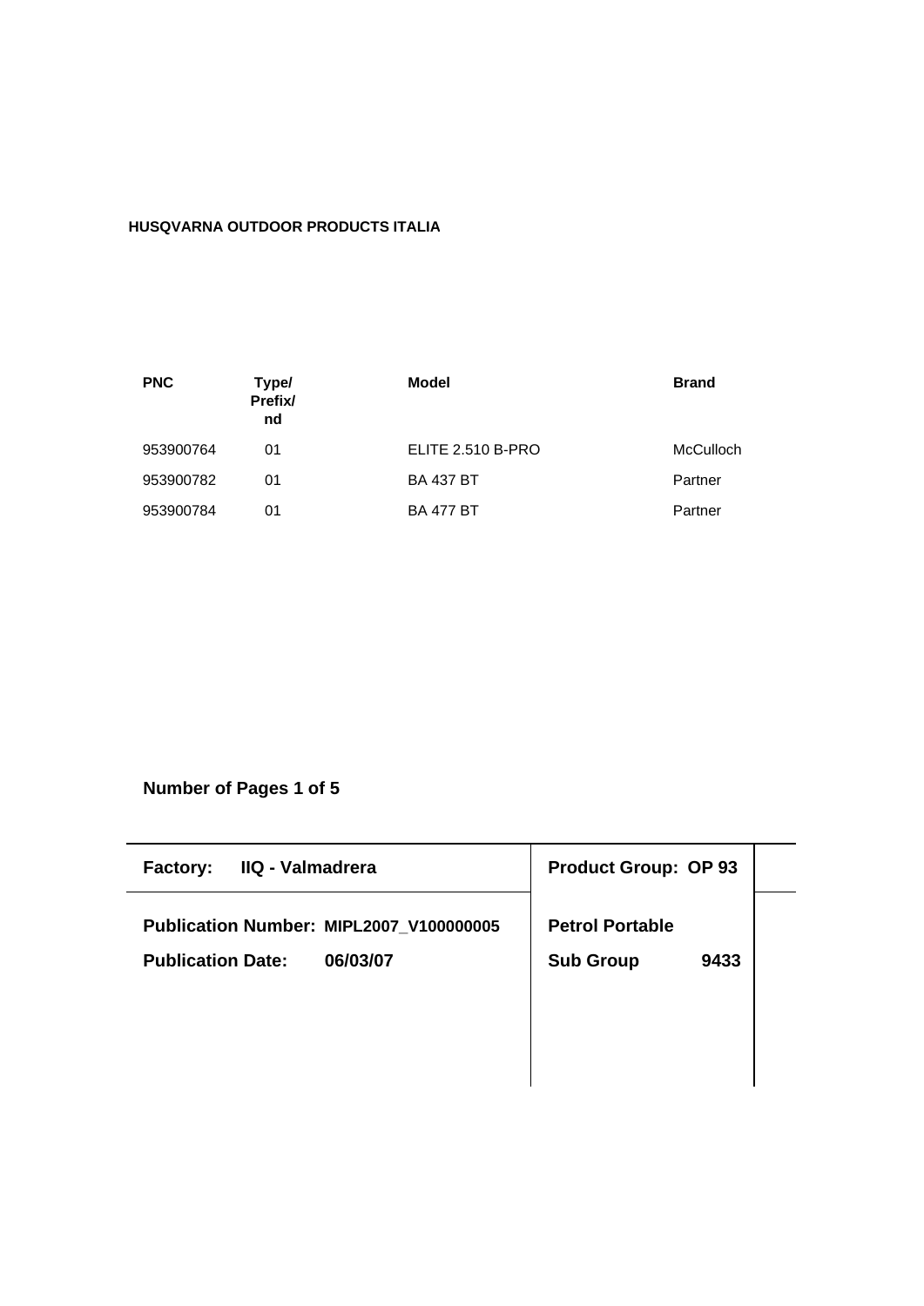**HUSQVARNA OUTDOOR PRODUCTS ITALIA**

| PNC | Type/ Prefix/ nd | Model | Brand |
|---|---|---|---|
| 953900764 | 01 | ELITE 2.510 B-PRO | McCulloch |
| 953900782 | 01 | BA 437 BT | Partner |
| 953900784 | 01 | BA 477 BT | Partner |

**Number of Pages 1 of 5**

| **Factory: IIQ - Valmadrera** | **Product Group: OP 93** |
|---|---|
| **Publication Number: MIPL2007_V100000005** | **Petrol Portable** |
| **Publication Date: 06/03/07** | **Sub Group 9433** |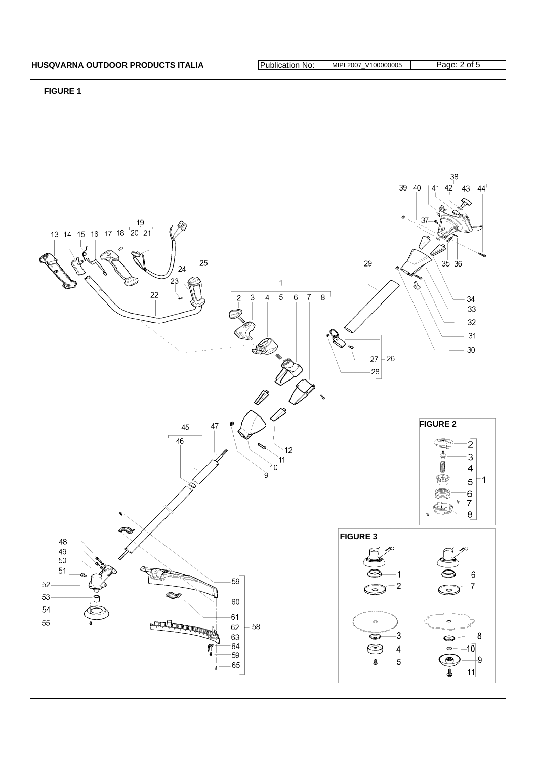**FIGURE 1**

**FIGURE 2**

**FIGURE 3**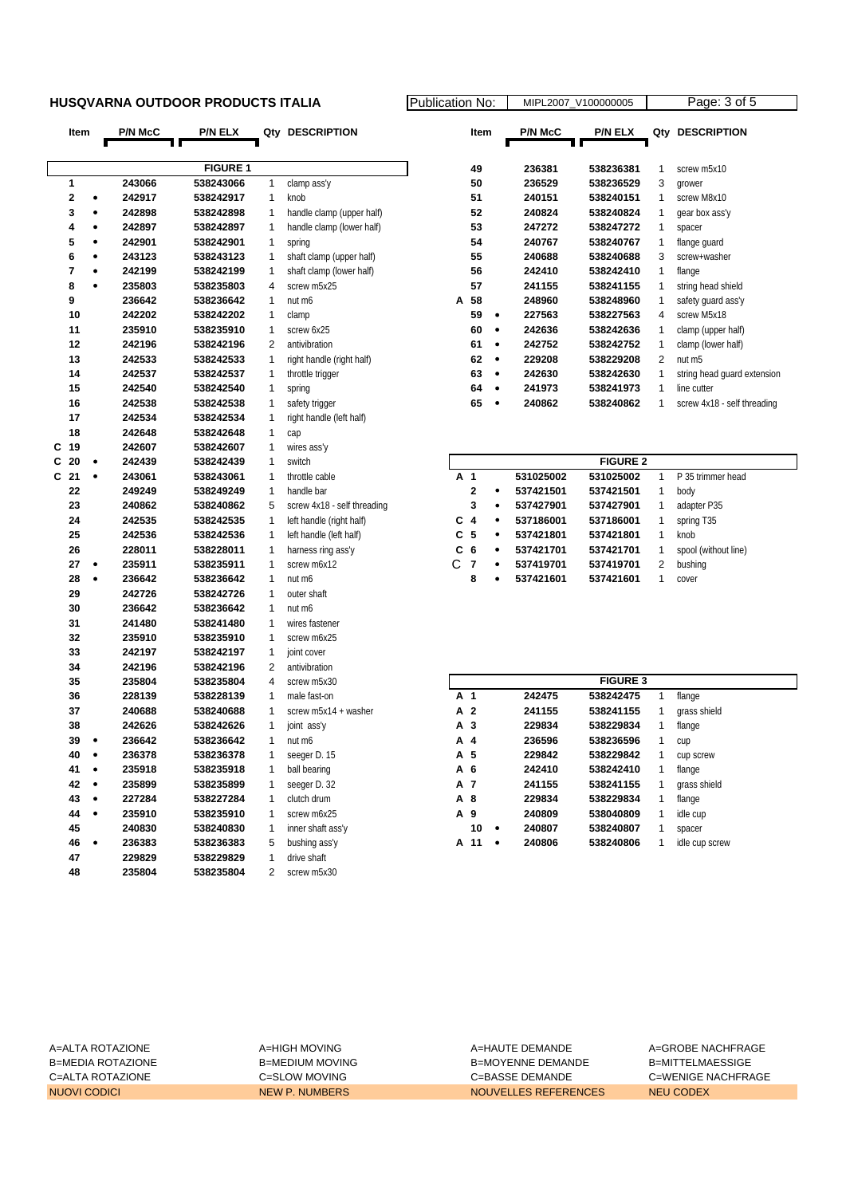**HUSQVARNA OUTDOOR PRODUCTS ITALIA** | Publication No: MIPL2007_V100000005

| | Item | | P/N McC | P/N ELX | Qty | DESCRIPTION |
|---|---|---|---|---|---|---|
| | | | | **FIGURE 1** | | |
| | 1 | | 243066 | 538243066 | 1 | clamp ass'y |
| | 2 | • | 242917 | 538242917 | 1 | knob |
| | 3 | • | 242898 | 538242898 | 1 | handle clamp (upper half) |
| | 4 | • | 242897 | 538242897 | 1 | handle clamp (lower half) |
| | 5 | • | 242901 | 538242901 | 1 | spring |
| | 6 | • | 243123 | 538243123 | 1 | shaft clamp (upper half) |
| | 7 | • | 242199 | 538242199 | 1 | shaft clamp (lower half) |
| | 8 | • | 235803 | 538235803 | 4 | screw m5x25 |
| | 9 | | 236642 | 538236642 | 1 | nut m6 |
| | 10 | | 242202 | 538242202 | 1 | clamp |
| | 11 | | 235910 | 538235910 | 1 | screw 6x25 |
| | 12 | | 242196 | 538242196 | 2 | antivibration |
| | 13 | | 242533 | 538242533 | 1 | right handle (right half) |
| | 14 | | 242537 | 538242537 | 1 | throttle trigger |
| | 15 | | 242540 | 538242540 | 1 | spring |
| | 16 | | 242538 | 538242538 | 1 | safety trigger |
| | 17 | | 242534 | 538242534 | 1 | right handle (left half) |
| | 18 | | 242648 | 538242648 | 1 | cap |
| C | 19 | | 242607 | 538242607 | 1 | wires ass'y |
| C | 20 | • | 242439 | 538242439 | 1 | switch |
| C | 21 | • | 243061 | 538243061 | 1 | throttle cable |
| | 22 | | 249249 | 538249249 | 1 | handle bar |
| | 23 | | 240862 | 538240862 | 5 | screw 4x18 - self threading |
| | 24 | | 242535 | 538242535 | 1 | left handle (right half) |
| | 25 | | 242536 | 538242536 | 1 | left handle (left half) |
| | 26 | | 228011 | 538228011 | 1 | harness ring ass'y |
| | 27 | • | 235911 | 538235911 | 1 | screw m6x12 |
| | 28 | • | 236642 | 538236642 | 1 | nut m6 |
| | 29 | | 242726 | 538242726 | 1 | outer shaft |
| | 30 | | 236642 | 538236642 | 1 | nut m6 |
| | 31 | | 241480 | 538241480 | 1 | wires fastener |
| | 32 | | 235910 | 538235910 | 1 | screw m6x25 |
| | 33 | | 242197 | 538242197 | 1 | joint cover |
| | 34 | | 242196 | 538242196 | 2 | antivibration |
| | 35 | | 235804 | 538235804 | 4 | screw m5x30 |
| | 36 | | 228139 | 538228139 | 1 | male fast-on |
| | 37 | | 240688 | 538240688 | 1 | screw m5x14 + washer |
| | 38 | | 242626 | 538242626 | 1 | joint ass'y |
| | 39 | • | 236642 | 538236642 | 1 | nut m6 |
| | 40 | • | 236378 | 538236378 | 1 | seeger D. 15 |
| | 41 | • | 235918 | 538235918 | 1 | ball bearing |
| | 42 | • | 235899 | 538235899 | 1 | seeger D. 32 |
| | 43 | • | 227284 | 538227284 | 1 | clutch drum |
| | 44 | • | 235910 | 538235910 | 1 | screw m6x25 |
| | 45 | | 240830 | 538240830 | 1 | inner shaft ass'y |
| | 46 | • | 236383 | 538236383 | 5 | bushing ass'y |
| | 47 | | 229829 | 538229829 | 1 | drive shaft |
| | 48 | | 235804 | 538235804 | 2 | screw m5x30 |
| | 49 | | 236381 | 538236381 | 1 | screw m5x10 |
| | 50 | | 236529 | 538236529 | 3 | grower |
| | 51 | | 240151 | 538240151 | 1 | screw M8x10 |
| | 52 | | 240824 | 538240824 | 1 | gear box ass'y |
| | 53 | | 247272 | 538247272 | 1 | spacer |
| | 54 | | 240767 | 538240767 | 1 | flange guard |
| | 55 | | 240688 | 538240688 | 3 | screw+washer |
| | 56 | | 242410 | 538242410 | 1 | flange |
| | 57 | | 241155 | 538241155 | 1 | string head shield |
| A | 58 | | 248960 | 538248960 | 1 | safety guard ass'y |
| | 59 | • | 227563 | 538227563 | 4 | screw M5x18 |
| | 60 | • | 242636 | 538242636 | 1 | clamp (upper half) |
| | 61 | • | 242752 | 538242752 | 1 | clamp (lower half) |
| | 62 | • | 229208 | 538229208 | 2 | nut m5 |
| | 63 | • | 242630 | 538242630 | 1 | string head guard extension |
| | 64 | • | 241973 | 538241973 | 1 | line cutter |
| | 65 | • | 240862 | 538240862 | 1 | screw 4x18 - self threading |
| | | | | **FIGURE 2** | | |
| A | 1 | | 531025002 | 531025002 | 1 | P 35 trimmer head |
| | 2 | • | 537421501 | 537421501 | 1 | body |
| | 3 | • | 537427901 | 537427901 | 1 | adapter P35 |
| C | 4 | • | 537186001 | 537186001 | 1 | spring T35 |
| C | 5 | • | 537421801 | 537421801 | 1 | knob |
| C | 6 | • | 537421701 | 537421701 | 1 | spool (without line) |
| C | 7 | • | 537419701 | 537419701 | 2 | bushing |
| | 8 | • | 537421601 | 537421601 | 1 | cover |
| | | | | **FIGURE 3** | | |
| A | 1 | | 242475 | 538242475 | 1 | flange |
| A | 2 | | 241155 | 538241155 | 1 | grass shield |
| A | 3 | | 229834 | 538229834 | 1 | flange |
| A | 4 | | 236596 | 538236596 | 1 | cup |
| A | 5 | | 229842 | 538229842 | 1 | cup screw |
| A | 6 | | 242410 | 538242410 | 1 | flange |
| A | 7 | | 241155 | 538241155 | 1 | grass shield |
| A | 8 | | 229834 | 538229834 | 1 | flange |
| A | 9 | | 240809 | 538040809 | 1 | idle cup |
| | 10 | • | 240807 | 538240807 | 1 | spacer |
| A | 11 | • | 240806 | 538240806 | 1 | idle cup screw |

| | | | |
|---|---|---|---|
| A=ALTA ROTAZIONE | A=HIGH MOVING | A=HAUTE DEMANDE | A=GROBE NACHFRAGE |
| B=MEDIA ROTAZIONE | B=MEDIUM MOVING | B=MOYENNE DEMANDE | B=MITTELMAESSIGE |
| C=ALTA ROTAZIONE | C=SLOW MOVING | C=BASSE DEMANDE | C=WENIGE NACHFRAGE |
| NUOVI CODICI | NEW P. NUMBERS | NOUVELLES REFERENCES | NEU CODEX |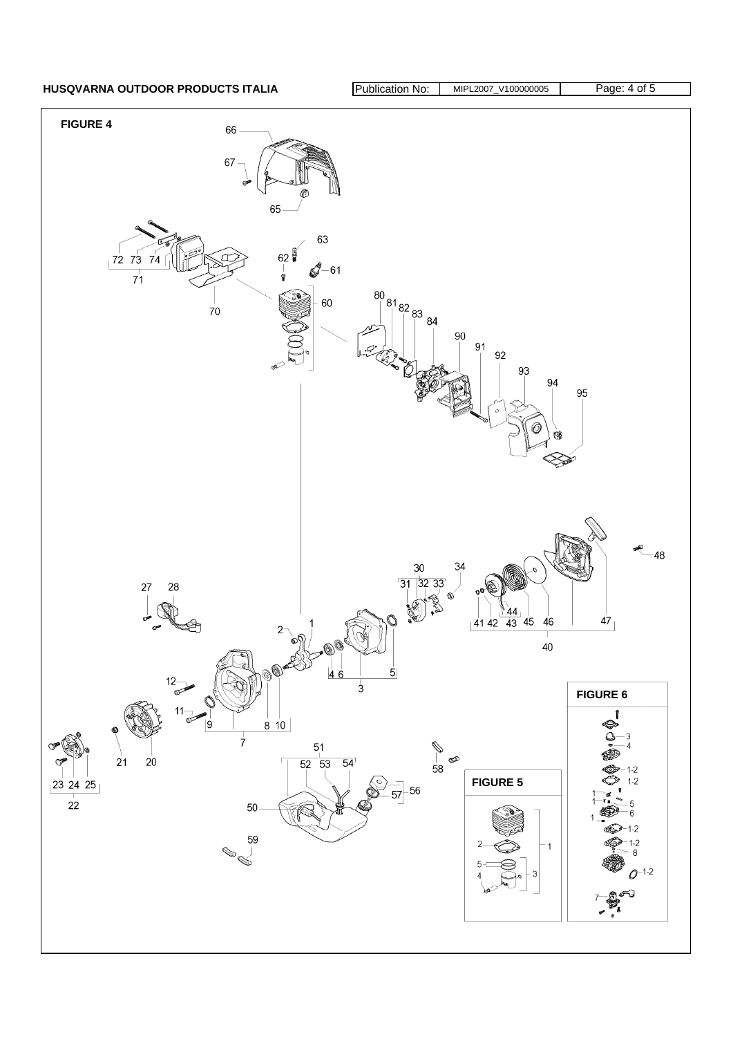**FIGURE 4**

66

67

65

72 73 74

71

70

62

63

61

60

80 81 82 83 84

90

91

92

93

94

95

48

30

31 32 33

34

41 42 43 44 45 46

47

40

27 28

2

1

4 6

5

3

12

11

9

8 10

7

21

20

23 24 25

22

51

52 53 54

50

58

57 56

59

**FIGURE 5**

1

2

3

4

5

**FIGURE 6**

3

4

1-2

1-2

1

5

6

1

1-2

1-2

8

1-2

7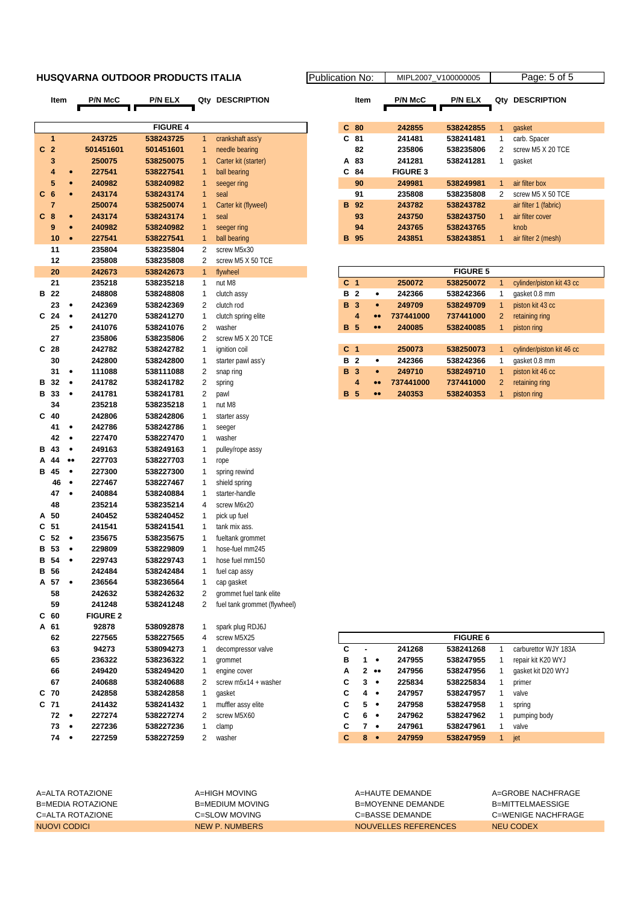# HUSQVARNA OUTDOOR PRODUCTS ITALIA

Publication No: MIPL2007_V100000005

| | Item | | P/N McC | P/N ELX | Qty | DESCRIPTION |
|---|---|---|---|---|---|---|
| | | | | **FIGURE 4** | | |
| | 1 | | 243725 | 538243725 | 1 | crankshaft ass'y |
| C | 2 | | 501451601 | 501451601 | 1 | needle bearing |
| | 3 | | 250075 | 538250075 | 1 | Carter kit (starter) |
| | 4 | • | 227541 | 538227541 | 1 | ball bearing |
| | 5 | • | 240982 | 538240982 | 1 | seeger ring |
| C | 6 | • | 243174 | 538243174 | 1 | seal |
| | 7 | | 250074 | 538250074 | 1 | Carter kit (flyweel) |
| C | 8 | • | 243174 | 538243174 | 1 | seal |
| | 9 | • | 240982 | 538240982 | 1 | seeger ring |
| | 10 | • | 227541 | 538227541 | 1 | ball bearing |
| | 11 | | 235804 | 538235804 | 2 | screw M5x30 |
| | 12 | | 235808 | 538235808 | 2 | screw M5 X 50 TCE |
| | 20 | | 242673 | 538242673 | 1 | flywheel |
| | 21 | | 235218 | 538235218 | 1 | nut M8 |
| B | 22 | | 248808 | 538248808 | 1 | clutch assy |
| | 23 | • | 242369 | 538242369 | 2 | clutch rod |
| C | 24 | • | 241270 | 538241270 | 1 | clutch spring elite |
| | 25 | • | 241076 | 538241076 | 2 | washer |
| | 27 | | 235806 | 538235806 | 2 | screw M5 X 20 TCE |
| C | 28 | | 242782 | 538242782 | 1 | ignition coil |
| | 30 | | 242800 | 538242800 | 1 | starter pawl ass'y |
| | 31 | • | 111088 | 538111088 | 2 | snap ring |
| B | 32 | • | 241782 | 538241782 | 2 | spring |
| B | 33 | • | 241781 | 538241781 | 2 | pawl |
| | 34 | | 235218 | 538235218 | 1 | nut M8 |
| C | 40 | | 242806 | 538242806 | 1 | starter assy |
| | 41 | • | 242786 | 538242786 | 1 | seeger |
| | 42 | • | 227470 | 538227470 | 1 | washer |
| B | 43 | • | 249163 | 538249163 | 1 | pulley/rope assy |
| A | 44 | •• | 227703 | 538227703 | 1 | rope |
| B | 45 | • | 227300 | 538227300 | 1 | spring rewind |
| | 46 | • | 227467 | 538227467 | 1 | shield spring |
| | 47 | • | 240884 | 538240884 | 1 | starter-handle |
| | 48 | | 235214 | 538235214 | 4 | screw M6x20 |
| A | 50 | | 240452 | 538240452 | 1 | pick up fuel |
| C | 51 | | 241541 | 538241541 | 1 | tank mix ass. |
| C | 52 | • | 235675 | 538235675 | 1 | fueltank grommet |
| B | 53 | • | 229809 | 538229809 | 1 | hose-fuel mm245 |
| B | 54 | • | 229743 | 538229743 | 1 | hose fuel mm150 |
| B | 56 | | 242484 | 538242484 | 1 | fuel cap assy |
| A | 57 | • | 236564 | 538236564 | 1 | cap gasket |
| | 58 | | 242632 | 538242632 | 2 | grommet fuel tank elite |
| | 59 | | 241248 | 538241248 | 2 | fuel tank grommet (flywheel) |
| C | 60 | | FIGURE 2 | | | |
| A | 61 | | 92878 | 538092878 | 1 | spark plug RDJ6J |
| | 62 | | 227565 | 538227565 | 4 | screw M5X25 |
| | 63 | | 94273 | 538094273 | 1 | decompressor valve |
| | 65 | | 236322 | 538236322 | 1 | grommet |
| | 66 | | 249420 | 538249420 | 1 | engine cover |
| | 67 | | 240688 | 538240688 | 2 | screw m5x14 + washer |
| C | 70 | | 242858 | 538242858 | 1 | gasket |
| C | 71 | | 241432 | 538241432 | 1 | muffler assy elite |
| | 72 | • | 227274 | 538227274 | 2 | screw M5X60 |
| | 73 | • | 227236 | 538227236 | 1 | clamp |
| | 74 | • | 227259 | 538227259 | 2 | washer |
| C | 80 | | 242855 | 538242855 | 1 | gasket |
| C | 81 | | 241481 | 538241481 | 1 | carb. Spacer |
| | 82 | | 235806 | 538235806 | 2 | screw M5 X 20 TCE |
| A | 83 | | 241281 | 538241281 | 1 | gasket |
| C | 84 | | FIGURE 3 | | | |
| | 90 | | 249981 | 538249981 | 1 | air filter box |
| | 91 | | 235808 | 538235808 | 2 | screw M5 X 50 TCE |
| B | 92 | | 243782 | 538243782 | | air filter 1 (fabric) |
| | 93 | | 243750 | 538243750 | 1 | air filter cover |
| | 94 | | 243765 | 538243765 | | knob |
| B | 95 | | 243851 | 538243851 | 1 | air filter 2 (mesh) |

| | Item | | P/N McC | P/N ELX | Qty | DESCRIPTION |
|---|---|---|---|---|---|---|
| | | | | **FIGURE 5** | | |
| C | 1 | | 250072 | 538250072 | 1 | cylinder/piston kit 43 cc |
| B | 2 | • | 242366 | 538242366 | 1 | gasket 0.8 mm |
| B | 3 | • | 249709 | 538249709 | 1 | piston kit 43 cc |
| | 4 | •• | 737441000 | 737441000 | 2 | retaining ring |
| B | 5 | •• | 240085 | 538240085 | 1 | piston ring |
| C | 1 | | 250073 | 538250073 | 1 | cylinder/piston kit 46 cc |
| B | 2 | • | 242366 | 538242366 | 1 | gasket 0.8 mm |
| B | 3 | • | 249710 | 538249710 | 1 | piston kit 46 cc |
| | 4 | •• | 737441000 | 737441000 | 2 | retaining ring |
| B | 5 | •• | 240353 | 538240353 | 1 | piston ring |

| | Item | | P/N McC | P/N ELX | Qty | DESCRIPTION |
|---|---|---|---|---|---|---|
| | | | | **FIGURE 6** | | |
| C | - | | 241268 | 538241268 | 1 | carburettor WJY 183A |
| B | 1 | • | 247955 | 538247955 | 1 | repair kit K20 WYJ |
| A | 2 | •• | 247956 | 538247956 | 1 | gasket kit D20 WYJ |
| C | 3 | • | 225834 | 538225834 | 1 | primer |
| C | 4 | • | 247957 | 538247957 | 1 | valve |
| C | 5 | • | 247958 | 538247958 | 1 | spring |
| C | 6 | • | 247962 | 538247962 | 1 | pumping body |
| C | 7 | • | 247961 | 538247961 | 1 | valve |
| C | 8 | • | 247959 | 538247959 | 1 | jet |

| | | | |
|---|---|---|---|
| A=ALTA ROTAZIONE | A=HIGH MOVING | A=HAUTE DEMANDE | A=GROBE NACHFRAGE |
| B=MEDIA ROTAZIONE | B=MEDIUM MOVING | B=MOYENNE DEMANDE | B=MITTELMAESSIGE |
| C=ALTA ROTAZIONE | C=SLOW MOVING | C=BASSE DEMANDE | C=WENIGE NACHFRAGE |
| NUOVI CODICI | NEW P. NUMBERS | NOUVELLES REFERENCES | NEU CODEX |